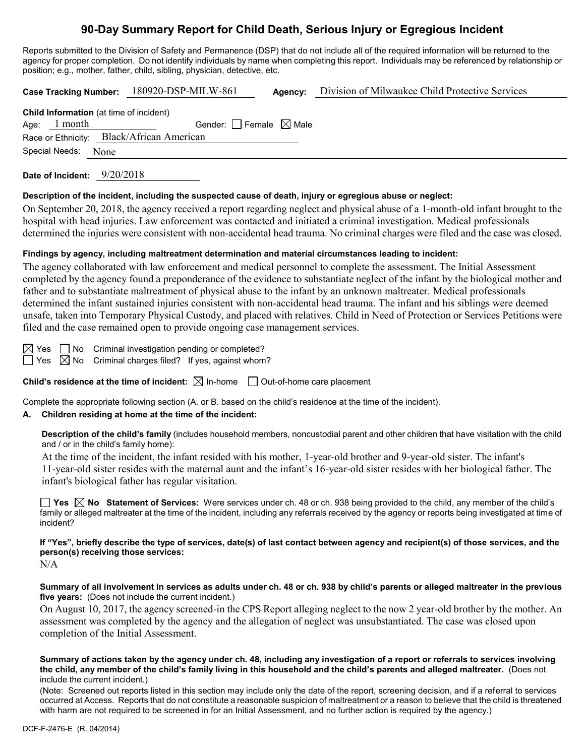# 90-Day Summary Report for Child Death, Serious Injury or Egregious Incident

Reports submitted to the Division of Safety and Permanence (DSP) that do not include all of the required information will be returned to the agency for proper completion. Do not identify individuals by name when completing this report. Individuals may be referenced by relationship or position; e.g., mother, father, child, sibling, physician, detective, etc.

**Case Tracking Number:** 180920-DSP-MILW-861 **Agency:** Division of Milwaukee Child Protective Services

**Child Information** (at time of incident)
Age: 1 month Gender: ☐ Female ☒ Male
Race or Ethnicity: Black/African American
Special Needs: None

**Date of Incident:** 9/20/2018

**Description of the incident, including the suspected cause of death, injury or egregious abuse or neglect:**

On September 20, 2018, the agency received a report regarding neglect and physical abuse of a 1-month-old infant brought to the hospital with head injuries. Law enforcement was contacted and initiated a criminal investigation. Medical professionals determined the injuries were consistent with non-accidental head trauma. No criminal charges were filed and the case was closed.

**Findings by agency, including maltreatment determination and material circumstances leading to incident:**

The agency collaborated with law enforcement and medical personnel to complete the assessment. The Initial Assessment completed by the agency found a preponderance of the evidence to substantiate neglect of the infant by the biological mother and father and to substantiate maltreatment of physical abuse to the infant by an unknown maltreater. Medical professionals determined the infant sustained injuries consistent with non-accidental head trauma. The infant and his siblings were deemed unsafe, taken into Temporary Physical Custody, and placed with relatives. Child in Need of Protection or Services Petitions were filed and the case remained open to provide ongoing case management services.

☒ Yes ☐ No Criminal investigation pending or completed?
☐ Yes ☒ No Criminal charges filed? If yes, against whom?

**Child's residence at the time of incident:** ☒ In-home ☐ Out-of-home care placement

Complete the appropriate following section (A. or B. based on the child's residence at the time of the incident).

**A. Children residing at home at the time of the incident:**

**Description of the child's family** (includes household members, noncustodial parent and other children that have visitation with the child and / or in the child's family home):

At the time of the incident, the infant resided with his mother, 1-year-old brother and 9-year-old sister. The infant's 11-year-old sister resides with the maternal aunt and the infant's 16-year-old sister resides with her biological father. The infant's biological father has regular visitation.

☐ **Yes** ☒ **No** **Statement of Services:** Were services under ch. 48 or ch. 938 being provided to the child, any member of the child's family or alleged maltreater at the time of the incident, including any referrals received by the agency or reports being investigated at time of incident?

**If "Yes", briefly describe the type of services, date(s) of last contact between agency and recipient(s) of those services, and the person(s) receiving those services:**
N/A

**Summary of all involvement in services as adults under ch. 48 or ch. 938 by child's parents or alleged maltreater in the previous five years:** (Does not include the current incident.)

On August 10, 2017, the agency screened-in the CPS Report alleging neglect to the now 2 year-old brother by the mother. An assessment was completed by the agency and the allegation of neglect was unsubstantiated. The case was closed upon completion of the Initial Assessment.

**Summary of actions taken by the agency under ch. 48, including any investigation of a report or referrals to services involving the child, any member of the child's family living in this household and the child's parents and alleged maltreater.** (Does not include the current incident.)

(Note: Screened out reports listed in this section may include only the date of the report, screening decision, and if a referral to services occurred at Access. Reports that do not constitute a reasonable suspicion of maltreatment or a reason to believe that the child is threatened with harm are not required to be screened in for an Initial Assessment, and no further action is required by the agency.)

DCF-F-2476-E (R. 04/2014)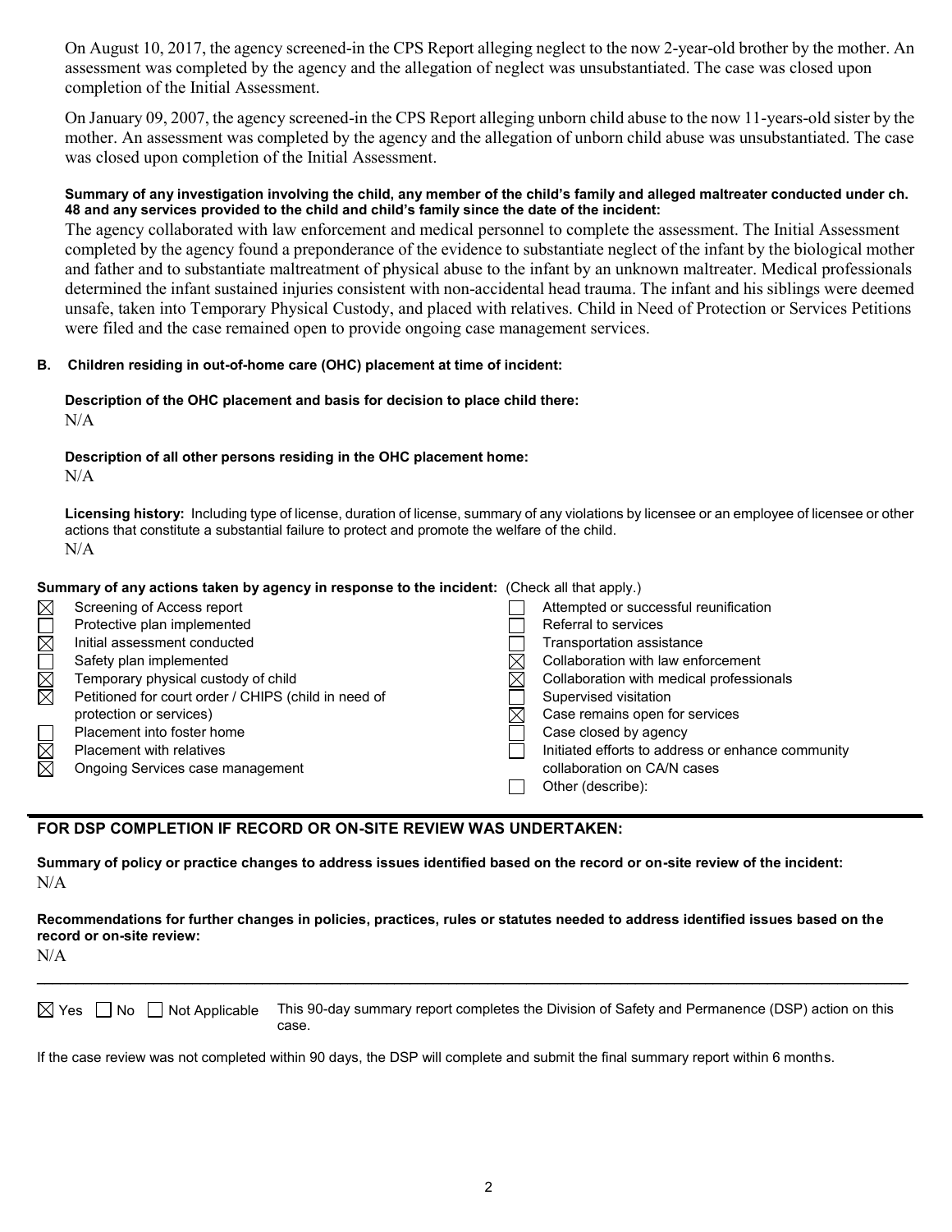On August 10, 2017, the agency screened-in the CPS Report alleging neglect to the now 2-year-old brother by the mother. An assessment was completed by the agency and the allegation of neglect was unsubstantiated. The case was closed upon completion of the Initial Assessment.

On January 09, 2007, the agency screened-in the CPS Report alleging unborn child abuse to the now 11-years-old sister by the mother. An assessment was completed by the agency and the allegation of unborn child abuse was unsubstantiated. The case was closed upon completion of the Initial Assessment.

**Summary of any investigation involving the child, any member of the child's family and alleged maltreater conducted under ch. 48 and any services provided to the child and child's family since the date of the incident:**

The agency collaborated with law enforcement and medical personnel to complete the assessment. The Initial Assessment completed by the agency found a preponderance of the evidence to substantiate neglect of the infant by the biological mother and father and to substantiate maltreatment of physical abuse to the infant by an unknown maltreater. Medical professionals determined the infant sustained injuries consistent with non-accidental head trauma. The infant and his siblings were deemed unsafe, taken into Temporary Physical Custody, and placed with relatives. Child in Need of Protection or Services Petitions were filed and the case remained open to provide ongoing case management services.

**B. Children residing in out-of-home care (OHC) placement at time of incident:**

**Description of the OHC placement and basis for decision to place child there:**

N/A

**Description of all other persons residing in the OHC placement home:**

N/A

**Licensing history:** Including type of license, duration of license, summary of any violations by licensee or an employee of licensee or other actions that constitute a substantial failure to protect and promote the welfare of the child.

N/A

**Summary of any actions taken by agency in response to the incident:** (Check all that apply.)

- ☒ Screening of Access report
- ☐ Protective plan implemented
- ☒ Initial assessment conducted
- ☐ Safety plan implemented
- ☒ Temporary physical custody of child
- ☒ Petitioned for court order / CHIPS (child in need of protection or services)
- ☐ Placement into foster home
- ☒ Placement with relatives
- ☒ Ongoing Services case management
- ☐ Attempted or successful reunification
- ☐ Referral to services
- ☐ Transportation assistance
- ☒ Collaboration with law enforcement
- ☒ Collaboration with medical professionals
- ☐ Supervised visitation
- ☒ Case remains open for services
- ☐ Case closed by agency
- ☐ Initiated efforts to address or enhance community collaboration on CA/N cases
- ☐ Other (describe):

## FOR DSP COMPLETION IF RECORD OR ON-SITE REVIEW WAS UNDERTAKEN:

**Summary of policy or practice changes to address issues identified based on the record or on-site review of the incident:**

N/A

**Recommendations for further changes in policies, practices, rules or statutes needed to address identified issues based on the record or on-site review:**

N/A

---

☒ Yes ☐ No ☐ Not Applicable This 90-day summary report completes the Division of Safety and Permanence (DSP) action on this case.

If the case review was not completed within 90 days, the DSP will complete and submit the final summary report within 6 months.